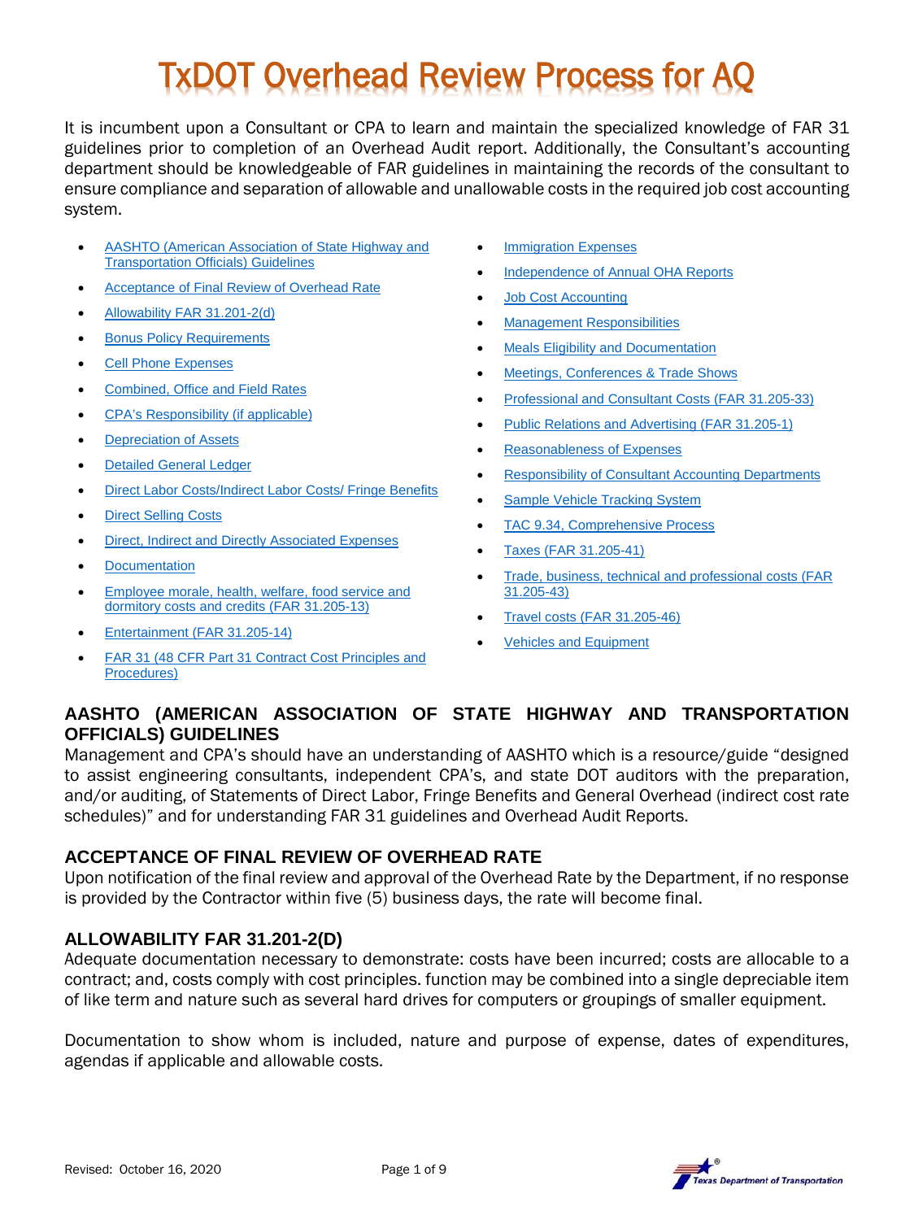# TxDOT Overhead Review Process for AQ

It is incumbent upon a Consultant or CPA to learn and maintain the specialized knowledge of FAR 31 guidelines prior to completion of an Overhead Audit report. Additionally, the Consultant's accounting department should be knowledgeable of FAR guidelines in maintaining the records of the consultant to ensure compliance and separation of allowable and unallowable costs in the required job cost accounting system.

- AASHTO (American Association of State Highway and Transportation Officials) Guidelines
- Acceptance of Final Review of Overhead Rate
- Allowability FAR 31.201-2(d)
- Bonus Policy Requirements
- Cell Phone Expenses
- Combined, Office and Field Rates
- CPA's Responsibility (if applicable)
- Depreciation of Assets
- Detailed General Ledger
- Direct Labor Costs/Indirect Labor Costs/ Fringe Benefits
- Direct Selling Costs
- Direct, Indirect and Directly Associated Expenses
- Documentation
- Employee morale, health, welfare, food service and dormitory costs and credits (FAR 31.205-13)
- Entertainment (FAR 31.205-14)
- FAR 31 (48 CFR Part 31 Contract Cost Principles and Procedures)
- Immigration Expenses
- Independence of Annual OHA Reports
- Job Cost Accounting
- Management Responsibilities
- Meals Eligibility and Documentation
- Meetings, Conferences & Trade Shows
- Professional and Consultant Costs (FAR 31.205-33)
- Public Relations and Advertising (FAR 31.205-1)
- Reasonableness of Expenses
- Responsibility of Consultant Accounting Departments
- Sample Vehicle Tracking System
- TAC 9.34, Comprehensive Process
- Taxes (FAR 31.205-41)
- Trade, business, technical and professional costs (FAR 31.205-43)
- Travel costs (FAR 31.205-46)
- Vehicles and Equipment

## AASHTO (AMERICAN ASSOCIATION OF STATE HIGHWAY AND TRANSPORTATION OFFICIALS) GUIDELINES

Management and CPA's should have an understanding of AASHTO which is a resource/guide "designed to assist engineering consultants, independent CPA's, and state DOT auditors with the preparation, and/or auditing, of Statements of Direct Labor, Fringe Benefits and General Overhead (indirect cost rate schedules)" and for understanding FAR 31 guidelines and Overhead Audit Reports.

## ACCEPTANCE OF FINAL REVIEW OF OVERHEAD RATE

Upon notification of the final review and approval of the Overhead Rate by the Department, if no response is provided by the Contractor within five (5) business days, the rate will become final.

## ALLOWABILITY FAR 31.201-2(D)

Adequate documentation necessary to demonstrate: costs have been incurred; costs are allocable to a contract; and, costs comply with cost principles. function may be combined into a single depreciable item of like term and nature such as several hard drives for computers or groupings of smaller equipment.

Documentation to show whom is included, nature and purpose of expense, dates of expenditures, agendas if applicable and allowable costs.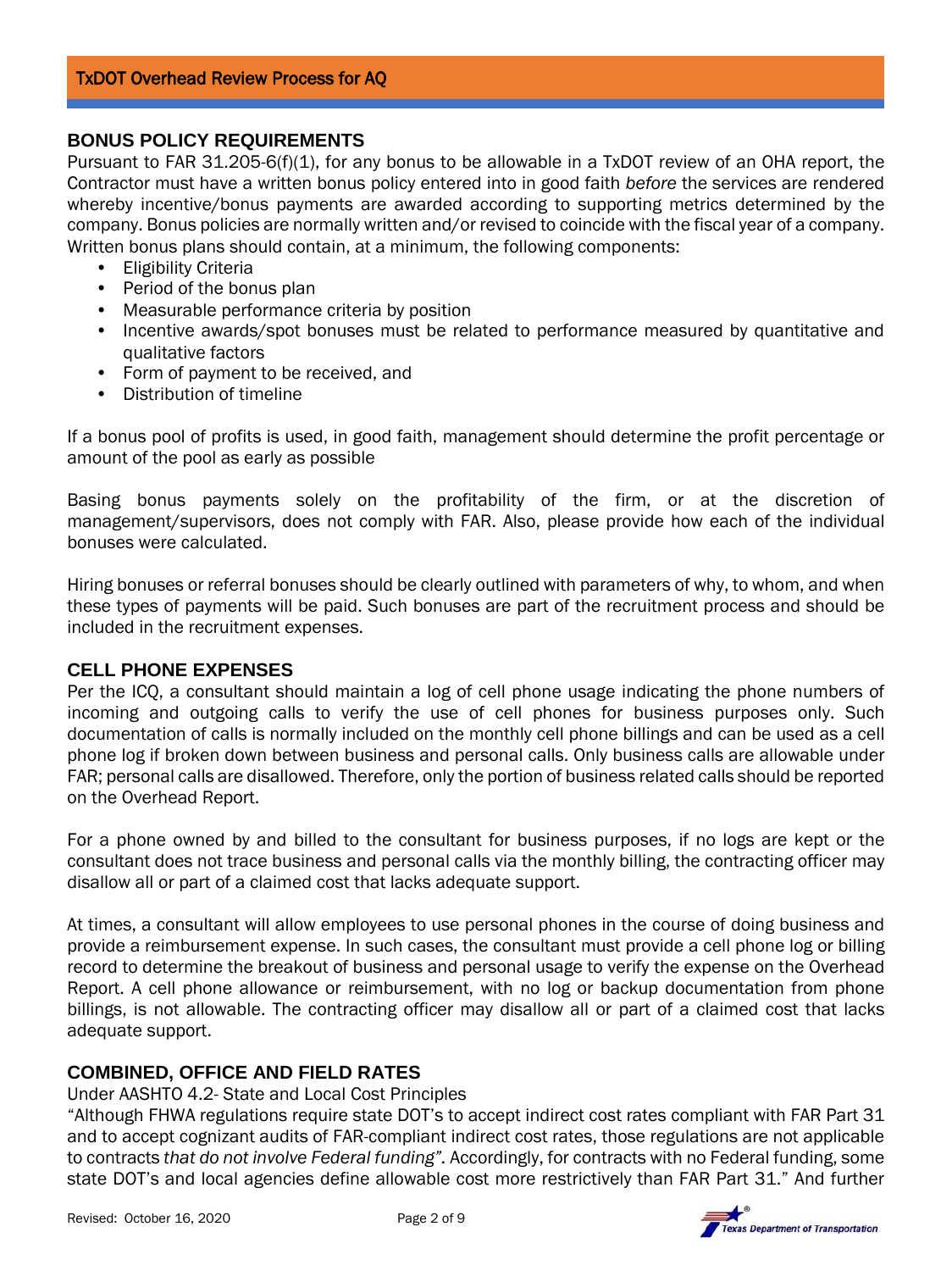## BONUS POLICY REQUIREMENTS

Pursuant to FAR 31.205-6(f)(1), for any bonus to be allowable in a TxDOT review of an OHA report, the Contractor must have a written bonus policy entered into in good faith *before* the services are rendered whereby incentive/bonus payments are awarded according to supporting metrics determined by the company. Bonus policies are normally written and/or revised to coincide with the fiscal year of a company. Written bonus plans should contain, at a minimum, the following components:

- Eligibility Criteria
- Period of the bonus plan
- Measurable performance criteria by position
- Incentive awards/spot bonuses must be related to performance measured by quantitative and qualitative factors
- Form of payment to be received, and
- Distribution of timeline

If a bonus pool of profits is used, in good faith, management should determine the profit percentage or amount of the pool as early as possible

Basing bonus payments solely on the profitability of the firm, or at the discretion of management/supervisors, does not comply with FAR. Also, please provide how each of the individual bonuses were calculated.

Hiring bonuses or referral bonuses should be clearly outlined with parameters of why, to whom, and when these types of payments will be paid. Such bonuses are part of the recruitment process and should be included in the recruitment expenses.

## CELL PHONE EXPENSES

Per the ICQ, a consultant should maintain a log of cell phone usage indicating the phone numbers of incoming and outgoing calls to verify the use of cell phones for business purposes only. Such documentation of calls is normally included on the monthly cell phone billings and can be used as a cell phone log if broken down between business and personal calls. Only business calls are allowable under FAR; personal calls are disallowed. Therefore, only the portion of business related calls should be reported on the Overhead Report.

For a phone owned by and billed to the consultant for business purposes, if no logs are kept or the consultant does not trace business and personal calls via the monthly billing, the contracting officer may disallow all or part of a claimed cost that lacks adequate support.

At times, a consultant will allow employees to use personal phones in the course of doing business and provide a reimbursement expense. In such cases, the consultant must provide a cell phone log or billing record to determine the breakout of business and personal usage to verify the expense on the Overhead Report. A cell phone allowance or reimbursement, with no log or backup documentation from phone billings, is not allowable. The contracting officer may disallow all or part of a claimed cost that lacks adequate support.

## COMBINED, OFFICE AND FIELD RATES

Under AASHTO 4.2- State and Local Cost Principles

"Although FHWA regulations require state DOT's to accept indirect cost rates compliant with FAR Part 31 and to accept cognizant audits of FAR-compliant indirect cost rates, those regulations are not applicable to contracts *that do not involve Federal funding*". Accordingly, for contracts with no Federal funding, some state DOT's and local agencies define allowable cost more restrictively than FAR Part 31." And further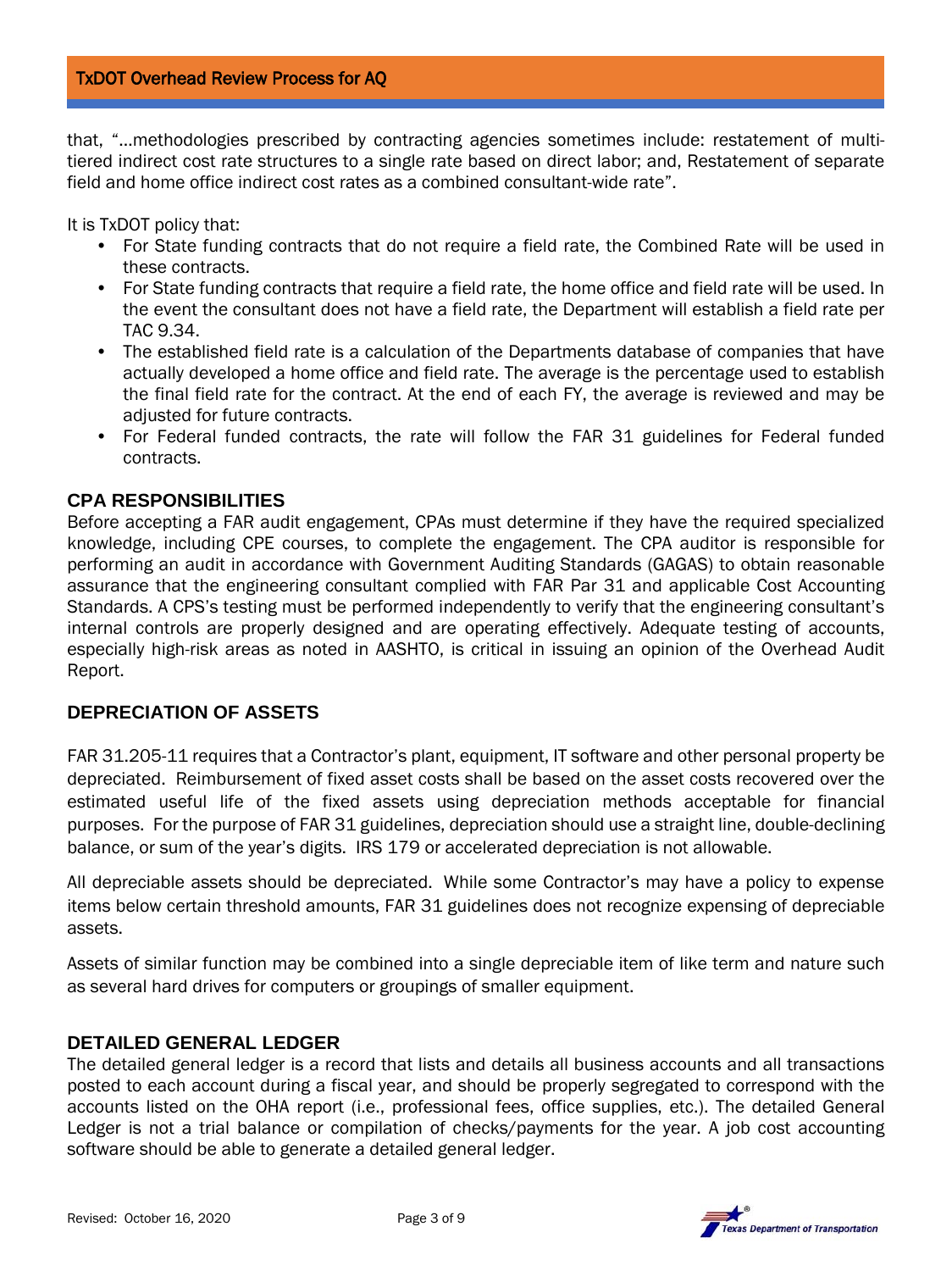that, "…methodologies prescribed by contracting agencies sometimes include: restatement of multi-tiered indirect cost rate structures to a single rate based on direct labor; and, Restatement of separate field and home office indirect cost rates as a combined consultant-wide rate".

It is TxDOT policy that:

- For State funding contracts that do not require a field rate, the Combined Rate will be used in these contracts.
- For State funding contracts that require a field rate, the home office and field rate will be used. In the event the consultant does not have a field rate, the Department will establish a field rate per TAC 9.34.
- The established field rate is a calculation of the Departments database of companies that have actually developed a home office and field rate. The average is the percentage used to establish the final field rate for the contract. At the end of each FY, the average is reviewed and may be adjusted for future contracts.
- For Federal funded contracts, the rate will follow the FAR 31 guidelines for Federal funded contracts.

## CPA RESPONSIBILITIES

Before accepting a FAR audit engagement, CPAs must determine if they have the required specialized knowledge, including CPE courses, to complete the engagement. The CPA auditor is responsible for performing an audit in accordance with Government Auditing Standards (GAGAS) to obtain reasonable assurance that the engineering consultant complied with FAR Par 31 and applicable Cost Accounting Standards. A CPS's testing must be performed independently to verify that the engineering consultant's internal controls are properly designed and are operating effectively. Adequate testing of accounts, especially high-risk areas as noted in AASHTO, is critical in issuing an opinion of the Overhead Audit Report.

## DEPRECIATION OF ASSETS

FAR 31.205-11 requires that a Contractor's plant, equipment, IT software and other personal property be depreciated. Reimbursement of fixed asset costs shall be based on the asset costs recovered over the estimated useful life of the fixed assets using depreciation methods acceptable for financial purposes. For the purpose of FAR 31 guidelines, depreciation should use a straight line, double-declining balance, or sum of the year's digits. IRS 179 or accelerated depreciation is not allowable.

All depreciable assets should be depreciated. While some Contractor's may have a policy to expense items below certain threshold amounts, FAR 31 guidelines does not recognize expensing of depreciable assets.

Assets of similar function may be combined into a single depreciable item of like term and nature such as several hard drives for computers or groupings of smaller equipment.

## DETAILED GENERAL LEDGER

The detailed general ledger is a record that lists and details all business accounts and all transactions posted to each account during a fiscal year, and should be properly segregated to correspond with the accounts listed on the OHA report (i.e., professional fees, office supplies, etc.). The detailed General Ledger is not a trial balance or compilation of checks/payments for the year. A job cost accounting software should be able to generate a detailed general ledger.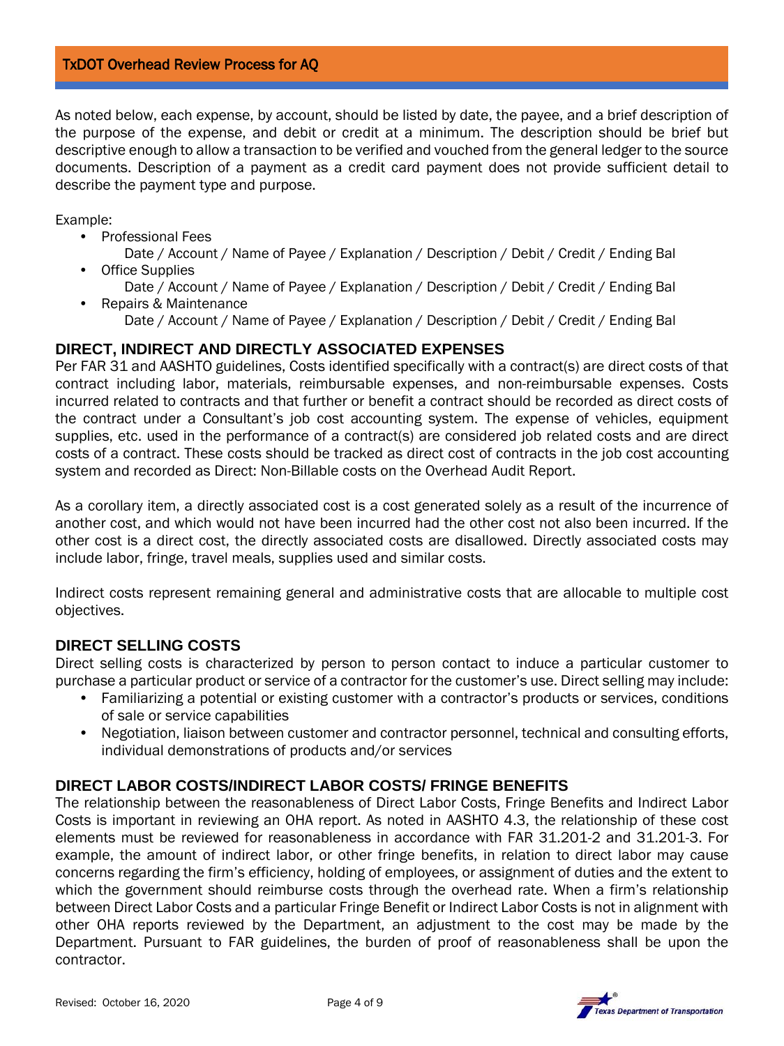As noted below, each expense, by account, should be listed by date, the payee, and a brief description of the purpose of the expense, and debit or credit at a minimum. The description should be brief but descriptive enough to allow a transaction to be verified and vouched from the general ledger to the source documents. Description of a payment as a credit card payment does not provide sufficient detail to describe the payment type and purpose.

Example:

- Professional Fees
  Date / Account / Name of Payee / Explanation / Description / Debit / Credit / Ending Bal
- Office Supplies
  Date / Account / Name of Payee / Explanation / Description / Debit / Credit / Ending Bal
- Repairs & Maintenance
  Date / Account / Name of Payee / Explanation / Description / Debit / Credit / Ending Bal

## DIRECT, INDIRECT AND DIRECTLY ASSOCIATED EXPENSES

Per FAR 31 and AASHTO guidelines, Costs identified specifically with a contract(s) are direct costs of that contract including labor, materials, reimbursable expenses, and non-reimbursable expenses. Costs incurred related to contracts and that further or benefit a contract should be recorded as direct costs of the contract under a Consultant's job cost accounting system. The expense of vehicles, equipment supplies, etc. used in the performance of a contract(s) are considered job related costs and are direct costs of a contract. These costs should be tracked as direct cost of contracts in the job cost accounting system and recorded as Direct: Non-Billable costs on the Overhead Audit Report.

As a corollary item, a directly associated cost is a cost generated solely as a result of the incurrence of another cost, and which would not have been incurred had the other cost not also been incurred. If the other cost is a direct cost, the directly associated costs are disallowed. Directly associated costs may include labor, fringe, travel meals, supplies used and similar costs.

Indirect costs represent remaining general and administrative costs that are allocable to multiple cost objectives.

## DIRECT SELLING COSTS

Direct selling costs is characterized by person to person contact to induce a particular customer to purchase a particular product or service of a contractor for the customer's use. Direct selling may include:

- Familiarizing a potential or existing customer with a contractor's products or services, conditions of sale or service capabilities
- Negotiation, liaison between customer and contractor personnel, technical and consulting efforts, individual demonstrations of products and/or services

## DIRECT LABOR COSTS/INDIRECT LABOR COSTS/ FRINGE BENEFITS

The relationship between the reasonableness of Direct Labor Costs, Fringe Benefits and Indirect Labor Costs is important in reviewing an OHA report. As noted in AASHTO 4.3, the relationship of these cost elements must be reviewed for reasonableness in accordance with FAR 31.201-2 and 31.201-3. For example, the amount of indirect labor, or other fringe benefits, in relation to direct labor may cause concerns regarding the firm's efficiency, holding of employees, or assignment of duties and the extent to which the government should reimburse costs through the overhead rate. When a firm's relationship between Direct Labor Costs and a particular Fringe Benefit or Indirect Labor Costs is not in alignment with other OHA reports reviewed by the Department, an adjustment to the cost may be made by the Department. Pursuant to FAR guidelines, the burden of proof of reasonableness shall be upon the contractor.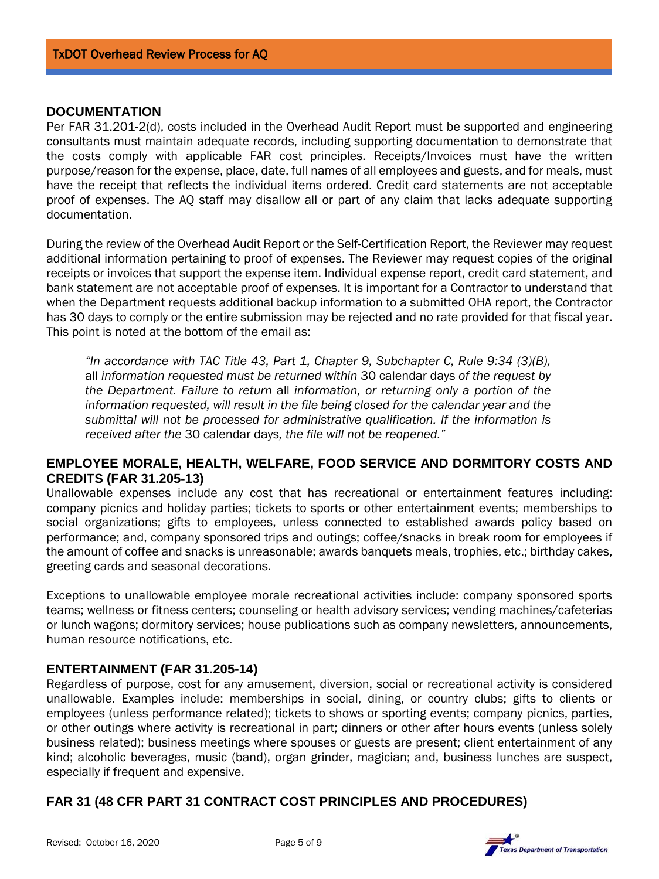## DOCUMENTATION

Per FAR 31.201-2(d), costs included in the Overhead Audit Report must be supported and engineering consultants must maintain adequate records, including supporting documentation to demonstrate that the costs comply with applicable FAR cost principles. Receipts/Invoices must have the written purpose/reason for the expense, place, date, full names of all employees and guests, and for meals, must have the receipt that reflects the individual items ordered. Credit card statements are not acceptable proof of expenses. The AQ staff may disallow all or part of any claim that lacks adequate supporting documentation.

During the review of the Overhead Audit Report or the Self-Certification Report, the Reviewer may request additional information pertaining to proof of expenses. The Reviewer may request copies of the original receipts or invoices that support the expense item. Individual expense report, credit card statement, and bank statement are not acceptable proof of expenses. It is important for a Contractor to understand that when the Department requests additional backup information to a submitted OHA report, the Contractor has 30 days to comply or the entire submission may be rejected and no rate provided for that fiscal year. This point is noted at the bottom of the email as:

> *"In accordance with TAC Title 43, Part 1, Chapter 9, Subchapter C, Rule 9:34 (3)(B),* all *information requested must be returned within* 30 calendar days *of the request by the Department. Failure to return* all *information, or returning only a portion of the information requested, will result in the file being closed for the calendar year and the submittal will not be processed for administrative qualification. If the information is received after the* 30 calendar days*, the file will not be reopened."*

## EMPLOYEE MORALE, HEALTH, WELFARE, FOOD SERVICE AND DORMITORY COSTS AND CREDITS (FAR 31.205-13)

Unallowable expenses include any cost that has recreational or entertainment features including: company picnics and holiday parties; tickets to sports or other entertainment events; memberships to social organizations; gifts to employees, unless connected to established awards policy based on performance; and, company sponsored trips and outings; coffee/snacks in break room for employees if the amount of coffee and snacks is unreasonable; awards banquets meals, trophies, etc.; birthday cakes, greeting cards and seasonal decorations.

Exceptions to unallowable employee morale recreational activities include: company sponsored sports teams; wellness or fitness centers; counseling or health advisory services; vending machines/cafeterias or lunch wagons; dormitory services; house publications such as company newsletters, announcements, human resource notifications, etc.

## ENTERTAINMENT (FAR 31.205-14)

Regardless of purpose, cost for any amusement, diversion, social or recreational activity is considered unallowable. Examples include: memberships in social, dining, or country clubs; gifts to clients or employees (unless performance related); tickets to shows or sporting events; company picnics, parties, or other outings where activity is recreational in part; dinners or other after hours events (unless solely business related); business meetings where spouses or guests are present; client entertainment of any kind; alcoholic beverages, music (band), organ grinder, magician; and, business lunches are suspect, especially if frequent and expensive.

## FAR 31 (48 CFR PART 31 CONTRACT COST PRINCIPLES AND PROCEDURES)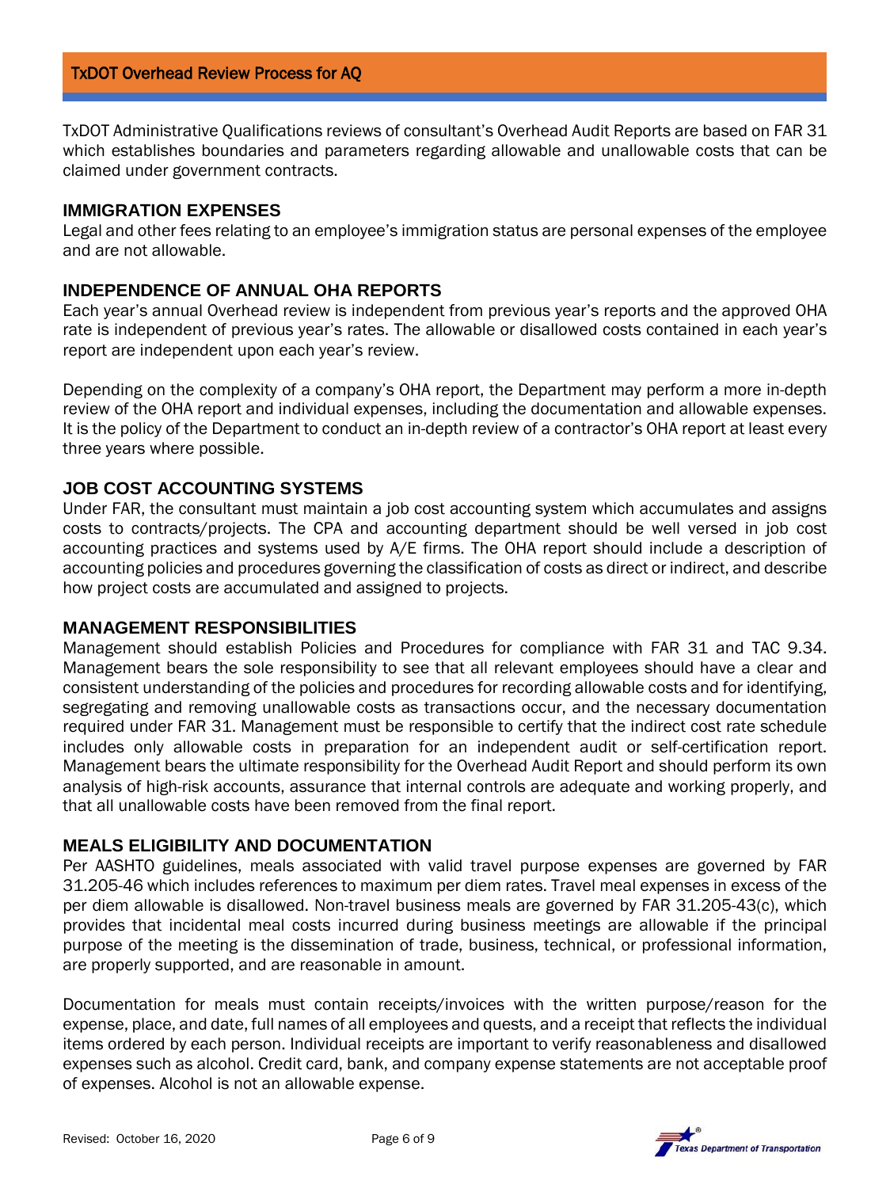TxDOT Administrative Qualifications reviews of consultant's Overhead Audit Reports are based on FAR 31 which establishes boundaries and parameters regarding allowable and unallowable costs that can be claimed under government contracts.

## IMMIGRATION EXPENSES

Legal and other fees relating to an employee's immigration status are personal expenses of the employee and are not allowable.

## INDEPENDENCE OF ANNUAL OHA REPORTS

Each year's annual Overhead review is independent from previous year's reports and the approved OHA rate is independent of previous year's rates. The allowable or disallowed costs contained in each year's report are independent upon each year's review.

Depending on the complexity of a company's OHA report, the Department may perform a more in-depth review of the OHA report and individual expenses, including the documentation and allowable expenses. It is the policy of the Department to conduct an in-depth review of a contractor's OHA report at least every three years where possible.

## JOB COST ACCOUNTING SYSTEMS

Under FAR, the consultant must maintain a job cost accounting system which accumulates and assigns costs to contracts/projects. The CPA and accounting department should be well versed in job cost accounting practices and systems used by A/E firms. The OHA report should include a description of accounting policies and procedures governing the classification of costs as direct or indirect, and describe how project costs are accumulated and assigned to projects.

## MANAGEMENT RESPONSIBILITIES

Management should establish Policies and Procedures for compliance with FAR 31 and TAC 9.34. Management bears the sole responsibility to see that all relevant employees should have a clear and consistent understanding of the policies and procedures for recording allowable costs and for identifying, segregating and removing unallowable costs as transactions occur, and the necessary documentation required under FAR 31. Management must be responsible to certify that the indirect cost rate schedule includes only allowable costs in preparation for an independent audit or self-certification report. Management bears the ultimate responsibility for the Overhead Audit Report and should perform its own analysis of high-risk accounts, assurance that internal controls are adequate and working properly, and that all unallowable costs have been removed from the final report.

## MEALS ELIGIBILITY AND DOCUMENTATION

Per AASHTO guidelines, meals associated with valid travel purpose expenses are governed by FAR 31.205-46 which includes references to maximum per diem rates. Travel meal expenses in excess of the per diem allowable is disallowed. Non-travel business meals are governed by FAR 31.205-43(c), which provides that incidental meal costs incurred during business meetings are allowable if the principal purpose of the meeting is the dissemination of trade, business, technical, or professional information, are properly supported, and are reasonable in amount.

Documentation for meals must contain receipts/invoices with the written purpose/reason for the expense, place, and date, full names of all employees and quests, and a receipt that reflects the individual items ordered by each person. Individual receipts are important to verify reasonableness and disallowed expenses such as alcohol. Credit card, bank, and company expense statements are not acceptable proof of expenses. Alcohol is not an allowable expense.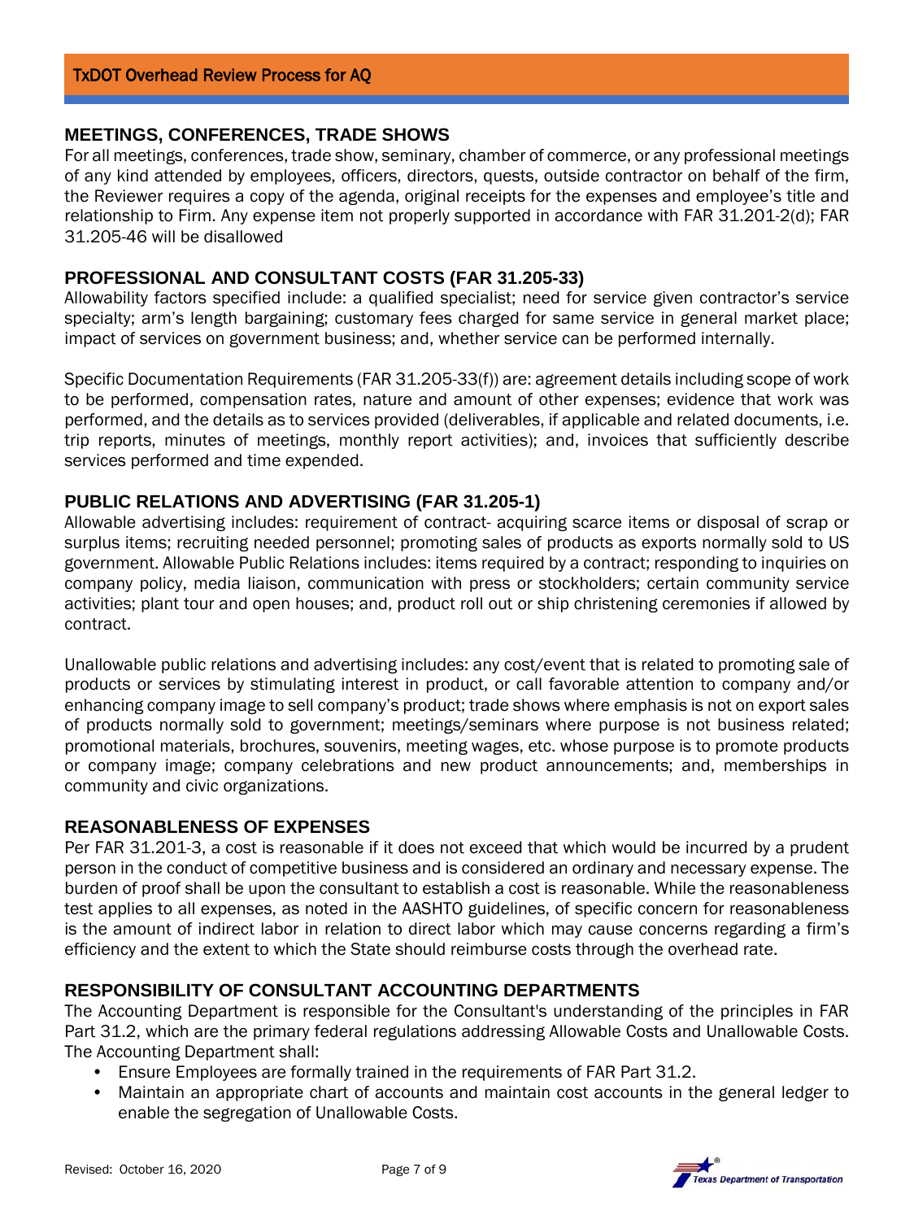## MEETINGS, CONFERENCES, TRADE SHOWS

For all meetings, conferences, trade show, seminary, chamber of commerce, or any professional meetings of any kind attended by employees, officers, directors, quests, outside contractor on behalf of the firm, the Reviewer requires a copy of the agenda, original receipts for the expenses and employee's title and relationship to Firm. Any expense item not properly supported in accordance with FAR 31.201-2(d); FAR 31.205-46 will be disallowed

## PROFESSIONAL AND CONSULTANT COSTS (FAR 31.205-33)

Allowability factors specified include: a qualified specialist; need for service given contractor's service specialty; arm's length bargaining; customary fees charged for same service in general market place; impact of services on government business; and, whether service can be performed internally.

Specific Documentation Requirements (FAR 31.205-33(f)) are: agreement details including scope of work to be performed, compensation rates, nature and amount of other expenses; evidence that work was performed, and the details as to services provided (deliverables, if applicable and related documents, i.e. trip reports, minutes of meetings, monthly report activities); and, invoices that sufficiently describe services performed and time expended.

## PUBLIC RELATIONS AND ADVERTISING (FAR 31.205-1)

Allowable advertising includes: requirement of contract- acquiring scarce items or disposal of scrap or surplus items; recruiting needed personnel; promoting sales of products as exports normally sold to US government. Allowable Public Relations includes: items required by a contract; responding to inquiries on company policy, media liaison, communication with press or stockholders; certain community service activities; plant tour and open houses; and, product roll out or ship christening ceremonies if allowed by contract.

Unallowable public relations and advertising includes: any cost/event that is related to promoting sale of products or services by stimulating interest in product, or call favorable attention to company and/or enhancing company image to sell company's product; trade shows where emphasis is not on export sales of products normally sold to government; meetings/seminars where purpose is not business related; promotional materials, brochures, souvenirs, meeting wages, etc. whose purpose is to promote products or company image; company celebrations and new product announcements; and, memberships in community and civic organizations.

## REASONABLENESS OF EXPENSES

Per FAR 31.201-3, a cost is reasonable if it does not exceed that which would be incurred by a prudent person in the conduct of competitive business and is considered an ordinary and necessary expense. The burden of proof shall be upon the consultant to establish a cost is reasonable. While the reasonableness test applies to all expenses, as noted in the AASHTO guidelines, of specific concern for reasonableness is the amount of indirect labor in relation to direct labor which may cause concerns regarding a firm's efficiency and the extent to which the State should reimburse costs through the overhead rate.

## RESPONSIBILITY OF CONSULTANT ACCOUNTING DEPARTMENTS

The Accounting Department is responsible for the Consultant's understanding of the principles in FAR Part 31.2, which are the primary federal regulations addressing Allowable Costs and Unallowable Costs. The Accounting Department shall:

- Ensure Employees are formally trained in the requirements of FAR Part 31.2.
- Maintain an appropriate chart of accounts and maintain cost accounts in the general ledger to enable the segregation of Unallowable Costs.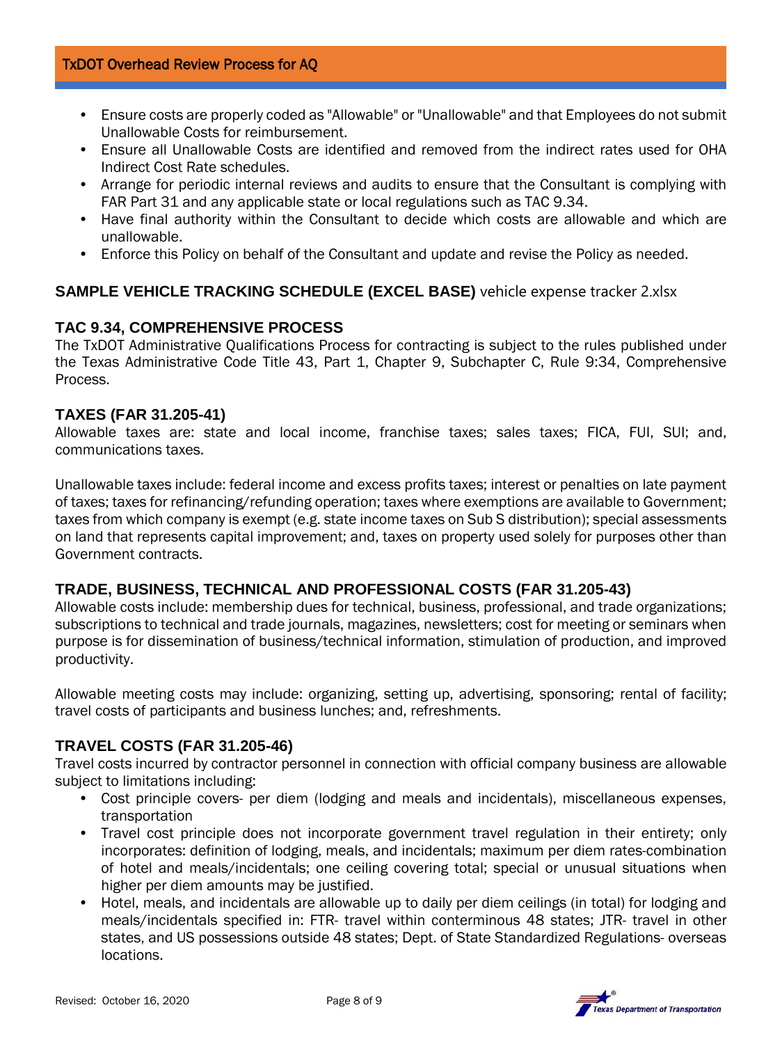- Ensure costs are properly coded as "Allowable" or "Unallowable" and that Employees do not submit Unallowable Costs for reimbursement.
- Ensure all Unallowable Costs are identified and removed from the indirect rates used for OHA Indirect Cost Rate schedules.
- Arrange for periodic internal reviews and audits to ensure that the Consultant is complying with FAR Part 31 and any applicable state or local regulations such as TAC 9.34.
- Have final authority within the Consultant to decide which costs are allowable and which are unallowable.
- Enforce this Policy on behalf of the Consultant and update and revise the Policy as needed.

### SAMPLE VEHICLE TRACKING SCHEDULE (EXCEL BASE) vehicle expense tracker 2.xlsx

### TAC 9.34, COMPREHENSIVE PROCESS

The TxDOT Administrative Qualifications Process for contracting is subject to the rules published under the Texas Administrative Code Title 43, Part 1, Chapter 9, Subchapter C, Rule 9:34, Comprehensive Process.

### TAXES (FAR 31.205-41)

Allowable taxes are: state and local income, franchise taxes; sales taxes; FICA, FUI, SUI; and, communications taxes.

Unallowable taxes include: federal income and excess profits taxes; interest or penalties on late payment of taxes; taxes for refinancing/refunding operation; taxes where exemptions are available to Government; taxes from which company is exempt (e.g. state income taxes on Sub S distribution); special assessments on land that represents capital improvement; and, taxes on property used solely for purposes other than Government contracts.

### TRADE, BUSINESS, TECHNICAL AND PROFESSIONAL COSTS (FAR 31.205-43)

Allowable costs include: membership dues for technical, business, professional, and trade organizations; subscriptions to technical and trade journals, magazines, newsletters; cost for meeting or seminars when purpose is for dissemination of business/technical information, stimulation of production, and improved productivity.

Allowable meeting costs may include: organizing, setting up, advertising, sponsoring; rental of facility; travel costs of participants and business lunches; and, refreshments.

### TRAVEL COSTS (FAR 31.205-46)

Travel costs incurred by contractor personnel in connection with official company business are allowable subject to limitations including:

- Cost principle covers- per diem (lodging and meals and incidentals), miscellaneous expenses, transportation
- Travel cost principle does not incorporate government travel regulation in their entirety; only incorporates: definition of lodging, meals, and incidentals; maximum per diem rates-combination of hotel and meals/incidentals; one ceiling covering total; special or unusual situations when higher per diem amounts may be justified.
- Hotel, meals, and incidentals are allowable up to daily per diem ceilings (in total) for lodging and meals/incidentals specified in: FTR- travel within conterminous 48 states; JTR- travel in other states, and US possessions outside 48 states; Dept. of State Standardized Regulations- overseas locations.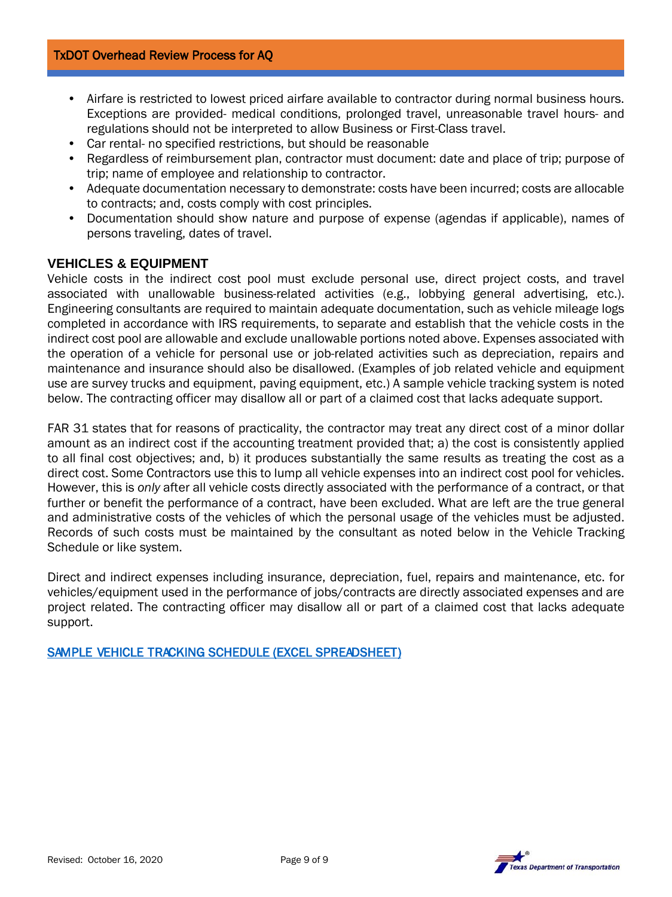- Airfare is restricted to lowest priced airfare available to contractor during normal business hours. Exceptions are provided- medical conditions, prolonged travel, unreasonable travel hours- and regulations should not be interpreted to allow Business or First-Class travel.
- Car rental- no specified restrictions, but should be reasonable
- Regardless of reimbursement plan, contractor must document: date and place of trip; purpose of trip; name of employee and relationship to contractor.
- Adequate documentation necessary to demonstrate: costs have been incurred; costs are allocable to contracts; and, costs comply with cost principles.
- Documentation should show nature and purpose of expense (agendas if applicable), names of persons traveling, dates of travel.

## VEHICLES & EQUIPMENT

Vehicle costs in the indirect cost pool must exclude personal use, direct project costs, and travel associated with unallowable business-related activities (e.g., lobbying general advertising, etc.). Engineering consultants are required to maintain adequate documentation, such as vehicle mileage logs completed in accordance with IRS requirements, to separate and establish that the vehicle costs in the indirect cost pool are allowable and exclude unallowable portions noted above. Expenses associated with the operation of a vehicle for personal use or job-related activities such as depreciation, repairs and maintenance and insurance should also be disallowed. (Examples of job related vehicle and equipment use are survey trucks and equipment, paving equipment, etc.) A sample vehicle tracking system is noted below. The contracting officer may disallow all or part of a claimed cost that lacks adequate support.

FAR 31 states that for reasons of practicality, the contractor may treat any direct cost of a minor dollar amount as an indirect cost if the accounting treatment provided that; a) the cost is consistently applied to all final cost objectives; and, b) it produces substantially the same results as treating the cost as a direct cost. Some Contractors use this to lump all vehicle expenses into an indirect cost pool for vehicles. However, this is *only* after all vehicle costs directly associated with the performance of a contract, or that further or benefit the performance of a contract, have been excluded. What are left are the true general and administrative costs of the vehicles of which the personal usage of the vehicles must be adjusted. Records of such costs must be maintained by the consultant as noted below in the Vehicle Tracking Schedule or like system.

Direct and indirect expenses including insurance, depreciation, fuel, repairs and maintenance, etc. for vehicles/equipment used in the performance of jobs/contracts are directly associated expenses and are project related. The contracting officer may disallow all or part of a claimed cost that lacks adequate support.

SAMPLE VEHICLE TRACKING SCHEDULE (EXCEL SPREADSHEET)